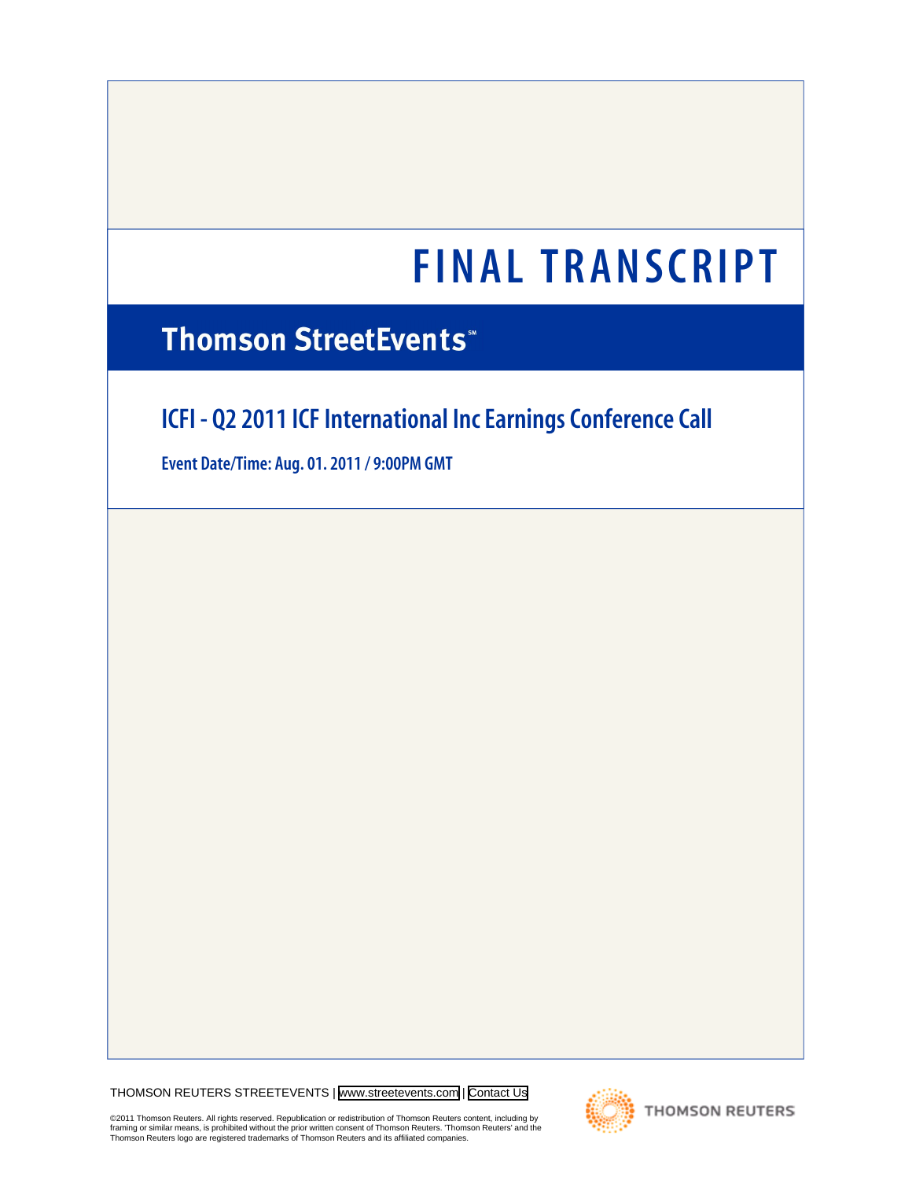# FINAL TRANSCRIPT

## Thomson StreetEvents℠

## ICFI - Q2 2011 ICF International Inc Earnings Conference Call

**Event Date/Time: Aug. 01. 2011 / 9:00PM GMT**

THOMSON REUTERS STREETEVENTS | www.streetevents.com | Contact Us

©2011 Thomson Reuters. All rights reserved. Republication or redistribution of Thomson Reuters content, including by framing or similar means, is prohibited without the prior written consent of Thomson Reuters. 'Thomson Reuters' and the Thomson Reuters logo are registered trademarks of Thomson Reuters and its affiliated companies.

THOMSON REUTERS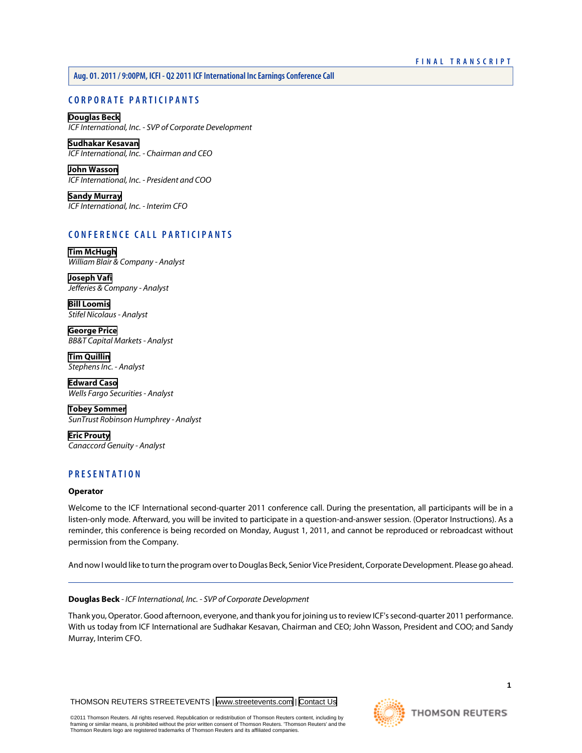**FINAL TRANSCRIPT**

**Aug. 01. 2011 / 9:00PM, ICFI - Q2 2011 ICF International Inc Earnings Conference Call**

## CORPORATE PARTICIPANTS

**Douglas Beck**
*ICF International, Inc. - SVP of Corporate Development*

**Sudhakar Kesavan**
*ICF International, Inc. - Chairman and CEO*

**John Wasson**
*ICF International, Inc. - President and COO*

**Sandy Murray**
*ICF International, Inc. - Interim CFO*

## CONFERENCE CALL PARTICIPANTS

**Tim McHugh**
*William Blair & Company - Analyst*

**Joseph Vafi**
*Jefferies & Company - Analyst*

**Bill Loomis**
*Stifel Nicolaus - Analyst*

**George Price**
*BB&T Capital Markets - Analyst*

**Tim Quillin**
*Stephens Inc. - Analyst*

**Edward Caso**
*Wells Fargo Securities - Analyst*

**Tobey Sommer**
*SunTrust Robinson Humphrey - Analyst*

**Eric Prouty**
*Canaccord Genuity - Analyst*

## PRESENTATION

**Operator**

Welcome to the ICF International second-quarter 2011 conference call. During the presentation, all participants will be in a listen-only mode. Afterward, you will be invited to participate in a question-and-answer session. (Operator Instructions). As a reminder, this conference is being recorded on Monday, August 1, 2011, and cannot be reproduced or rebroadcast without permission from the Company.

And now I would like to turn the program over to Douglas Beck, Senior Vice President, Corporate Development. Please go ahead.

---

**Douglas Beck** - *ICF International, Inc. - SVP of Corporate Development*

Thank you, Operator. Good afternoon, everyone, and thank you for joining us to review ICF's second-quarter 2011 performance. With us today from ICF International are Sudhakar Kesavan, Chairman and CEO; John Wasson, President and COO; and Sandy Murray, Interim CFO.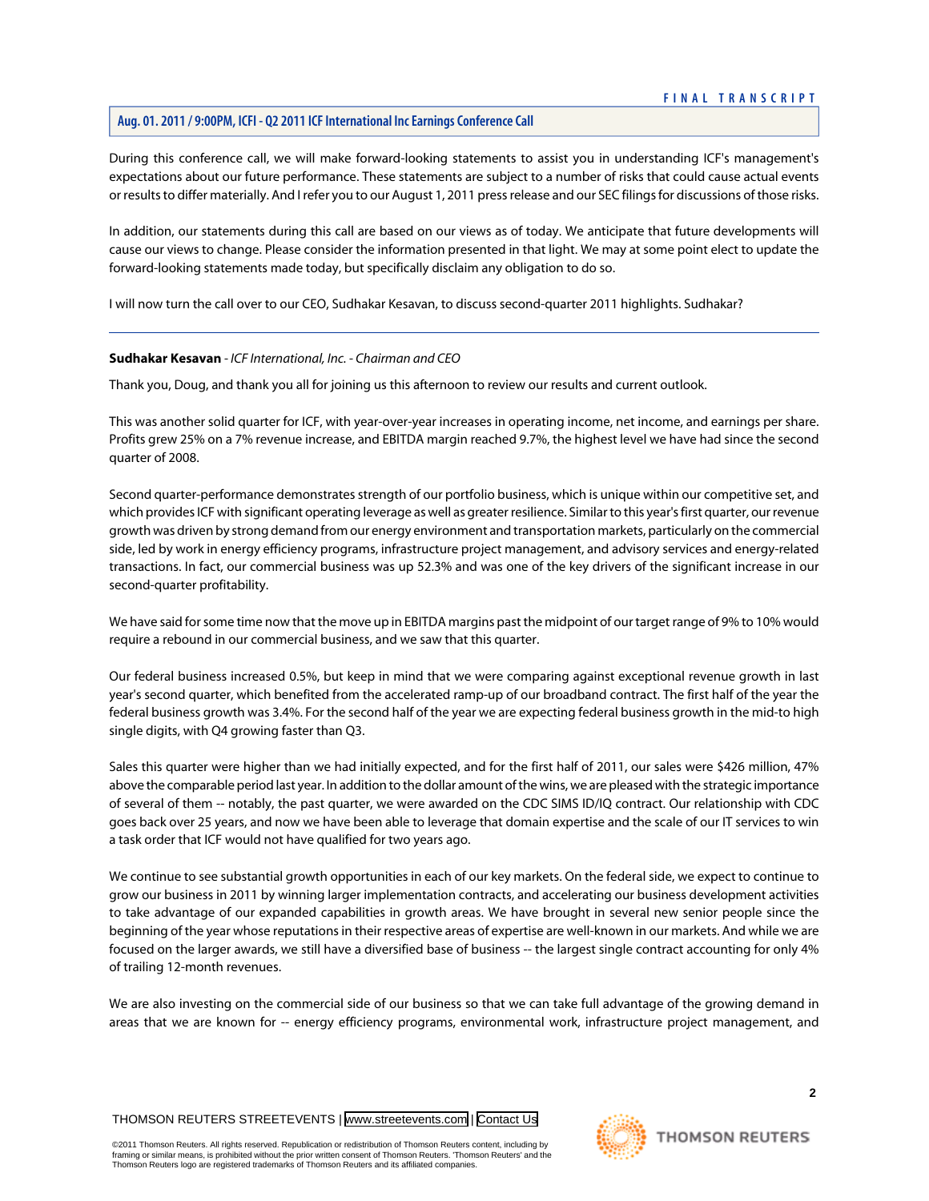During this conference call, we will make forward-looking statements to assist you in understanding ICF's management's expectations about our future performance. These statements are subject to a number of risks that could cause actual events or results to differ materially. And I refer you to our August 1, 2011 press release and our SEC filings for discussions of those risks.

In addition, our statements during this call are based on our views as of today. We anticipate that future developments will cause our views to change. Please consider the information presented in that light. We may at some point elect to update the forward-looking statements made today, but specifically disclaim any obligation to do so.

I will now turn the call over to our CEO, Sudhakar Kesavan, to discuss second-quarter 2011 highlights. Sudhakar?

---

**Sudhakar Kesavan** *- ICF International, Inc. - Chairman and CEO*

Thank you, Doug, and thank you all for joining us this afternoon to review our results and current outlook.

This was another solid quarter for ICF, with year-over-year increases in operating income, net income, and earnings per share. Profits grew 25% on a 7% revenue increase, and EBITDA margin reached 9.7%, the highest level we have had since the second quarter of 2008.

Second quarter-performance demonstrates strength of our portfolio business, which is unique within our competitive set, and which provides ICF with significant operating leverage as well as greater resilience. Similar to this year's first quarter, our revenue growth was driven by strong demand from our energy environment and transportation markets, particularly on the commercial side, led by work in energy efficiency programs, infrastructure project management, and advisory services and energy-related transactions. In fact, our commercial business was up 52.3% and was one of the key drivers of the significant increase in our second-quarter profitability.

We have said for some time now that the move up in EBITDA margins past the midpoint of our target range of 9% to 10% would require a rebound in our commercial business, and we saw that this quarter.

Our federal business increased 0.5%, but keep in mind that we were comparing against exceptional revenue growth in last year's second quarter, which benefited from the accelerated ramp-up of our broadband contract. The first half of the year the federal business growth was 3.4%. For the second half of the year we are expecting federal business growth in the mid-to high single digits, with Q4 growing faster than Q3.

Sales this quarter were higher than we had initially expected, and for the first half of 2011, our sales were $426 million, 47% above the comparable period last year. In addition to the dollar amount of the wins, we are pleased with the strategic importance of several of them -- notably, the past quarter, we were awarded on the CDC SIMS ID/IQ contract. Our relationship with CDC goes back over 25 years, and now we have been able to leverage that domain expertise and the scale of our IT services to win a task order that ICF would not have qualified for two years ago.

We continue to see substantial growth opportunities in each of our key markets. On the federal side, we expect to continue to grow our business in 2011 by winning larger implementation contracts, and accelerating our business development activities to take advantage of our expanded capabilities in growth areas. We have brought in several new senior people since the beginning of the year whose reputations in their respective areas of expertise are well-known in our markets. And while we are focused on the larger awards, we still have a diversified base of business -- the largest single contract accounting for only 4% of trailing 12-month revenues.

We are also investing on the commercial side of our business so that we can take full advantage of the growing demand in areas that we are known for -- energy efficiency programs, environmental work, infrastructure project management, and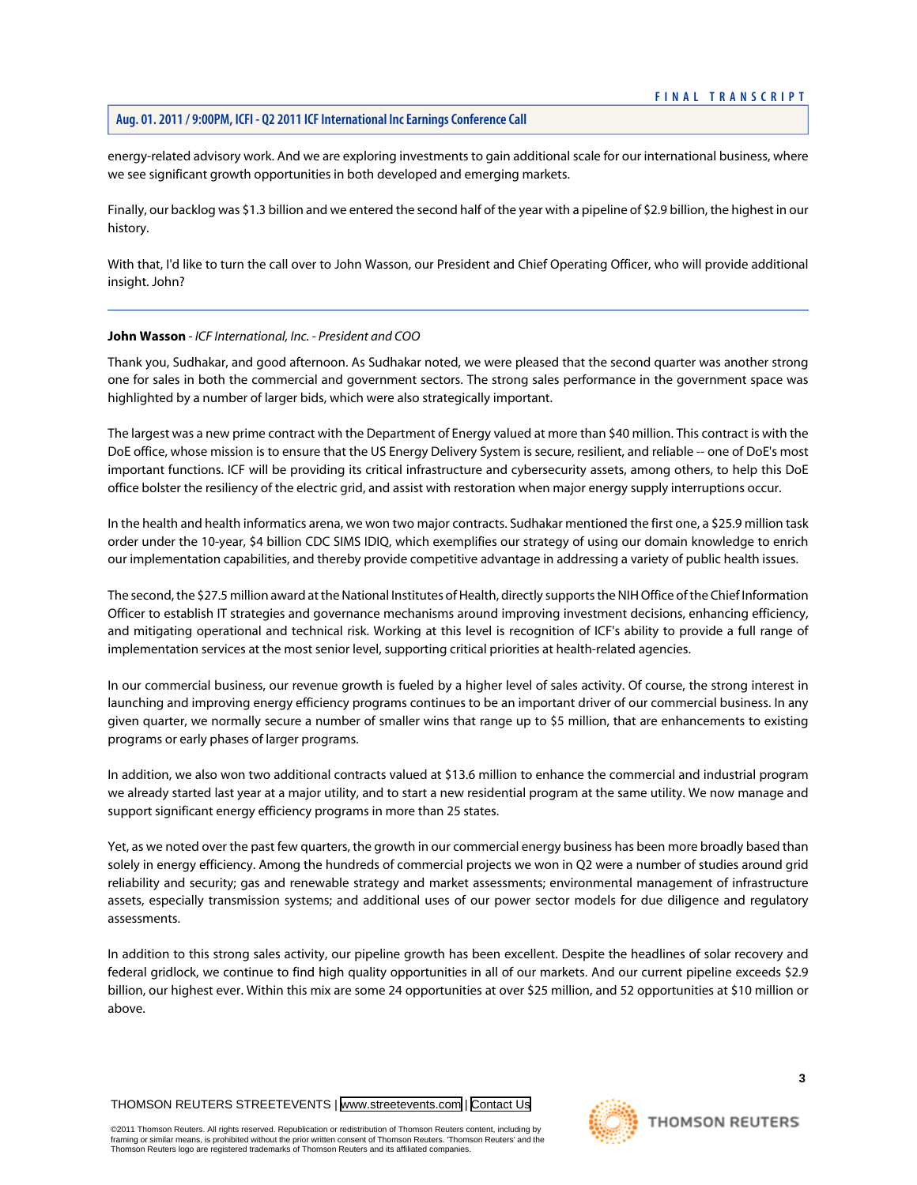energy-related advisory work. And we are exploring investments to gain additional scale for our international business, where we see significant growth opportunities in both developed and emerging markets.

Finally, our backlog was $1.3 billion and we entered the second half of the year with a pipeline of $2.9 billion, the highest in our history.

With that, I'd like to turn the call over to John Wasson, our President and Chief Operating Officer, who will provide additional insight. John?

---

**John Wasson** - *ICF International, Inc. - President and COO*

Thank you, Sudhakar, and good afternoon. As Sudhakar noted, we were pleased that the second quarter was another strong one for sales in both the commercial and government sectors. The strong sales performance in the government space was highlighted by a number of larger bids, which were also strategically important.

The largest was a new prime contract with the Department of Energy valued at more than $40 million. This contract is with the DoE office, whose mission is to ensure that the US Energy Delivery System is secure, resilient, and reliable -- one of DoE's most important functions. ICF will be providing its critical infrastructure and cybersecurity assets, among others, to help this DoE office bolster the resiliency of the electric grid, and assist with restoration when major energy supply interruptions occur.

In the health and health informatics arena, we won two major contracts. Sudhakar mentioned the first one, a $25.9 million task order under the 10-year, $4 billion CDC SIMS IDIQ, which exemplifies our strategy of using our domain knowledge to enrich our implementation capabilities, and thereby provide competitive advantage in addressing a variety of public health issues.

The second, the $27.5 million award at the National Institutes of Health, directly supports the NIH Office of the Chief Information Officer to establish IT strategies and governance mechanisms around improving investment decisions, enhancing efficiency, and mitigating operational and technical risk. Working at this level is recognition of ICF's ability to provide a full range of implementation services at the most senior level, supporting critical priorities at health-related agencies.

In our commercial business, our revenue growth is fueled by a higher level of sales activity. Of course, the strong interest in launching and improving energy efficiency programs continues to be an important driver of our commercial business. In any given quarter, we normally secure a number of smaller wins that range up to $5 million, that are enhancements to existing programs or early phases of larger programs.

In addition, we also won two additional contracts valued at $13.6 million to enhance the commercial and industrial program we already started last year at a major utility, and to start a new residential program at the same utility. We now manage and support significant energy efficiency programs in more than 25 states.

Yet, as we noted over the past few quarters, the growth in our commercial energy business has been more broadly based than solely in energy efficiency. Among the hundreds of commercial projects we won in Q2 were a number of studies around grid reliability and security; gas and renewable strategy and market assessments; environmental management of infrastructure assets, especially transmission systems; and additional uses of our power sector models for due diligence and regulatory assessments.

In addition to this strong sales activity, our pipeline growth has been excellent. Despite the headlines of solar recovery and federal gridlock, we continue to find high quality opportunities in all of our markets. And our current pipeline exceeds $2.9 billion, our highest ever. Within this mix are some 24 opportunities at over $25 million, and 52 opportunities at $10 million or above.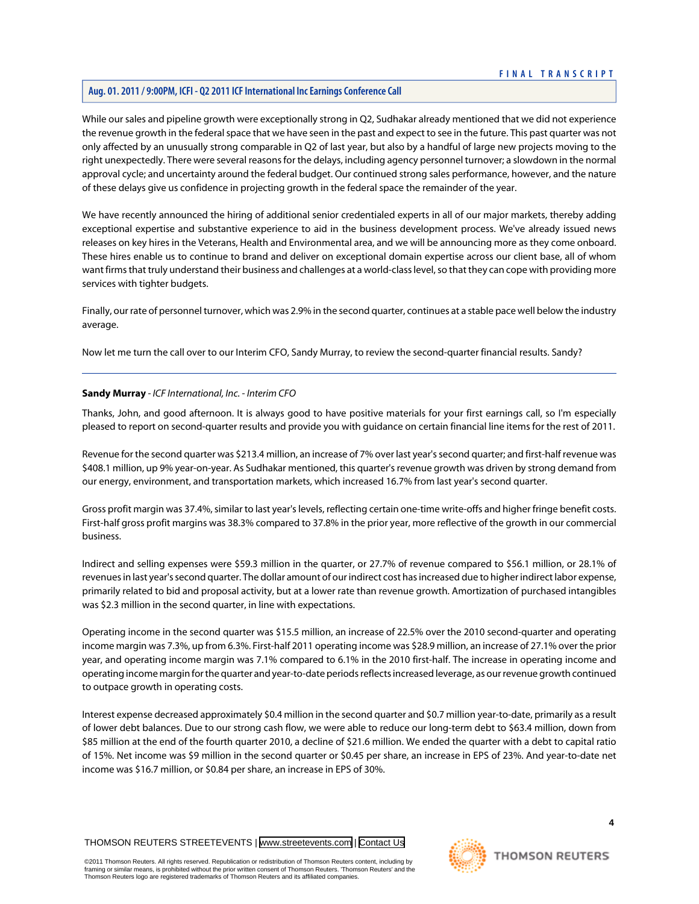While our sales and pipeline growth were exceptionally strong in Q2, Sudhakar already mentioned that we did not experience the revenue growth in the federal space that we have seen in the past and expect to see in the future. This past quarter was not only affected by an unusually strong comparable in Q2 of last year, but also by a handful of large new projects moving to the right unexpectedly. There were several reasons for the delays, including agency personnel turnover; a slowdown in the normal approval cycle; and uncertainty around the federal budget. Our continued strong sales performance, however, and the nature of these delays give us confidence in projecting growth in the federal space the remainder of the year.

We have recently announced the hiring of additional senior credentialed experts in all of our major markets, thereby adding exceptional expertise and substantive experience to aid in the business development process. We've already issued news releases on key hires in the Veterans, Health and Environmental area, and we will be announcing more as they come onboard. These hires enable us to continue to brand and deliver on exceptional domain expertise across our client base, all of whom want firms that truly understand their business and challenges at a world-class level, so that they can cope with providing more services with tighter budgets.

Finally, our rate of personnel turnover, which was 2.9% in the second quarter, continues at a stable pace well below the industry average.

Now let me turn the call over to our Interim CFO, Sandy Murray, to review the second-quarter financial results. Sandy?

---

**Sandy Murray** - *ICF International, Inc. - Interim CFO*

Thanks, John, and good afternoon. It is always good to have positive materials for your first earnings call, so I'm especially pleased to report on second-quarter results and provide you with guidance on certain financial line items for the rest of 2011.

Revenue for the second quarter was $213.4 million, an increase of 7% over last year's second quarter; and first-half revenue was $408.1 million, up 9% year-on-year. As Sudhakar mentioned, this quarter's revenue growth was driven by strong demand from our energy, environment, and transportation markets, which increased 16.7% from last year's second quarter.

Gross profit margin was 37.4%, similar to last year's levels, reflecting certain one-time write-offs and higher fringe benefit costs. First-half gross profit margins was 38.3% compared to 37.8% in the prior year, more reflective of the growth in our commercial business.

Indirect and selling expenses were $59.3 million in the quarter, or 27.7% of revenue compared to $56.1 million, or 28.1% of revenues in last year's second quarter. The dollar amount of our indirect cost has increased due to higher indirect labor expense, primarily related to bid and proposal activity, but at a lower rate than revenue growth. Amortization of purchased intangibles was $2.3 million in the second quarter, in line with expectations.

Operating income in the second quarter was $15.5 million, an increase of 22.5% over the 2010 second-quarter and operating income margin was 7.3%, up from 6.3%. First-half 2011 operating income was $28.9 million, an increase of 27.1% over the prior year, and operating income margin was 7.1% compared to 6.1% in the 2010 first-half. The increase in operating income and operating income margin for the quarter and year-to-date periods reflects increased leverage, as our revenue growth continued to outpace growth in operating costs.

Interest expense decreased approximately $0.4 million in the second quarter and $0.7 million year-to-date, primarily as a result of lower debt balances. Due to our strong cash flow, we were able to reduce our long-term debt to $63.4 million, down from $85 million at the end of the fourth quarter 2010, a decline of $21.6 million. We ended the quarter with a debt to capital ratio of 15%. Net income was $9 million in the second quarter or $0.45 per share, an increase in EPS of 23%. And year-to-date net income was $16.7 million, or $0.84 per share, an increase in EPS of 30%.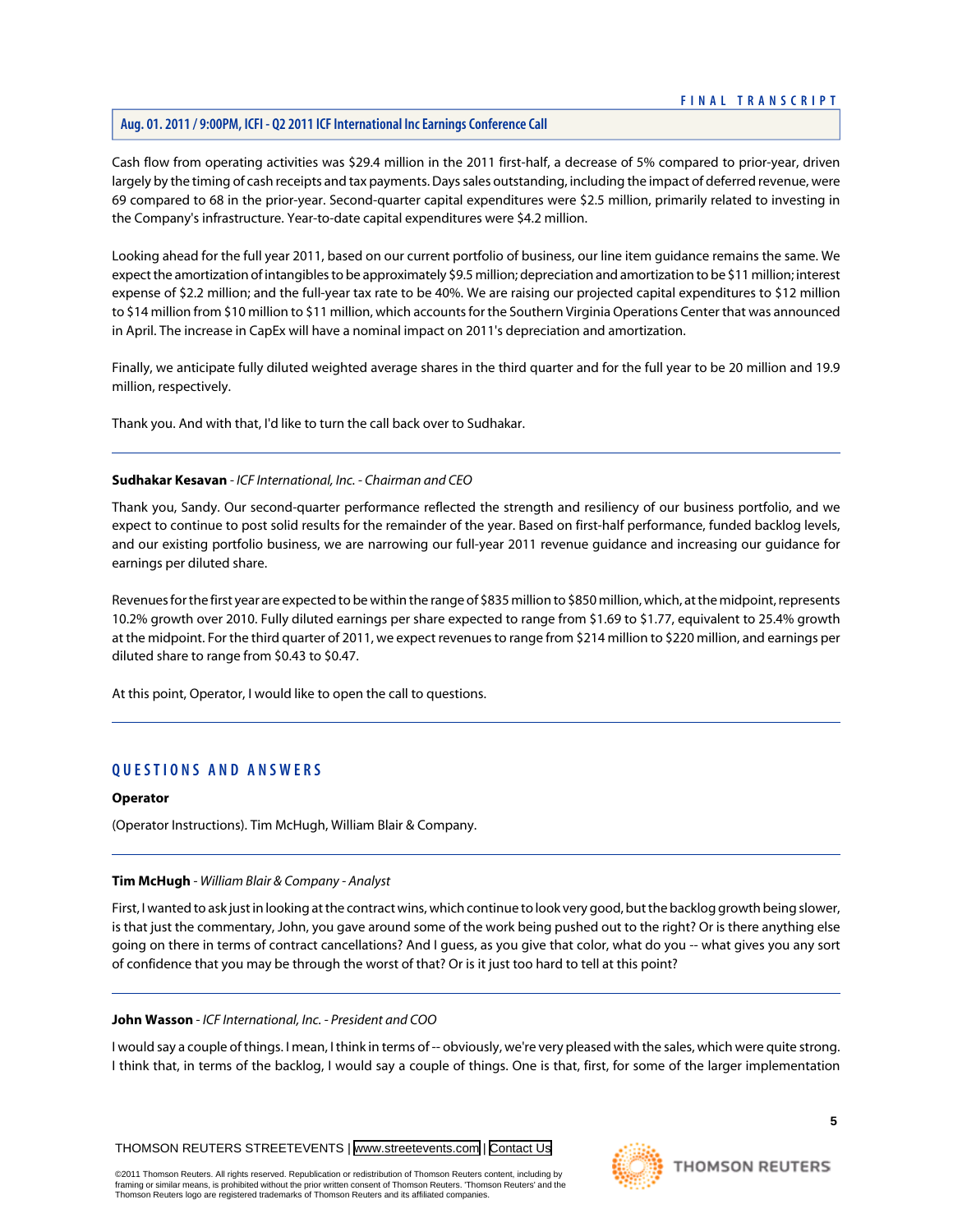Cash flow from operating activities was $29.4 million in the 2011 first-half, a decrease of 5% compared to prior-year, driven largely by the timing of cash receipts and tax payments. Days sales outstanding, including the impact of deferred revenue, were 69 compared to 68 in the prior-year. Second-quarter capital expenditures were $2.5 million, primarily related to investing in the Company's infrastructure. Year-to-date capital expenditures were $4.2 million.

Looking ahead for the full year 2011, based on our current portfolio of business, our line item guidance remains the same. We expect the amortization of intangibles to be approximately $9.5 million; depreciation and amortization to be $11 million; interest expense of $2.2 million; and the full-year tax rate to be 40%. We are raising our projected capital expenditures to $12 million to $14 million from $10 million to $11 million, which accounts for the Southern Virginia Operations Center that was announced in April. The increase in CapEx will have a nominal impact on 2011's depreciation and amortization.

Finally, we anticipate fully diluted weighted average shares in the third quarter and for the full year to be 20 million and 19.9 million, respectively.

Thank you. And with that, I'd like to turn the call back over to Sudhakar.

---

**Sudhakar Kesavan** - *ICF International, Inc. - Chairman and CEO*

Thank you, Sandy. Our second-quarter performance reflected the strength and resiliency of our business portfolio, and we expect to continue to post solid results for the remainder of the year. Based on first-half performance, funded backlog levels, and our existing portfolio business, we are narrowing our full-year 2011 revenue guidance and increasing our guidance for earnings per diluted share.

Revenues for the first year are expected to be within the range of $835 million to $850 million, which, at the midpoint, represents 10.2% growth over 2010. Fully diluted earnings per share expected to range from $1.69 to $1.77, equivalent to 25.4% growth at the midpoint. For the third quarter of 2011, we expect revenues to range from $214 million to $220 million, and earnings per diluted share to range from $0.43 to $0.47.

At this point, Operator, I would like to open the call to questions.

---

## QUESTIONS AND ANSWERS

**Operator**

(Operator Instructions). Tim McHugh, William Blair & Company.

---

**Tim McHugh** - *William Blair & Company - Analyst*

First, I wanted to ask just in looking at the contract wins, which continue to look very good, but the backlog growth being slower, is that just the commentary, John, you gave around some of the work being pushed out to the right? Or is there anything else going on there in terms of contract cancellations? And I guess, as you give that color, what do you -- what gives you any sort of confidence that you may be through the worst of that? Or is it just too hard to tell at this point?

---

**John Wasson** - *ICF International, Inc. - President and COO*

I would say a couple of things. I mean, I think in terms of -- obviously, we're very pleased with the sales, which were quite strong. I think that, in terms of the backlog, I would say a couple of things. One is that, first, for some of the larger implementation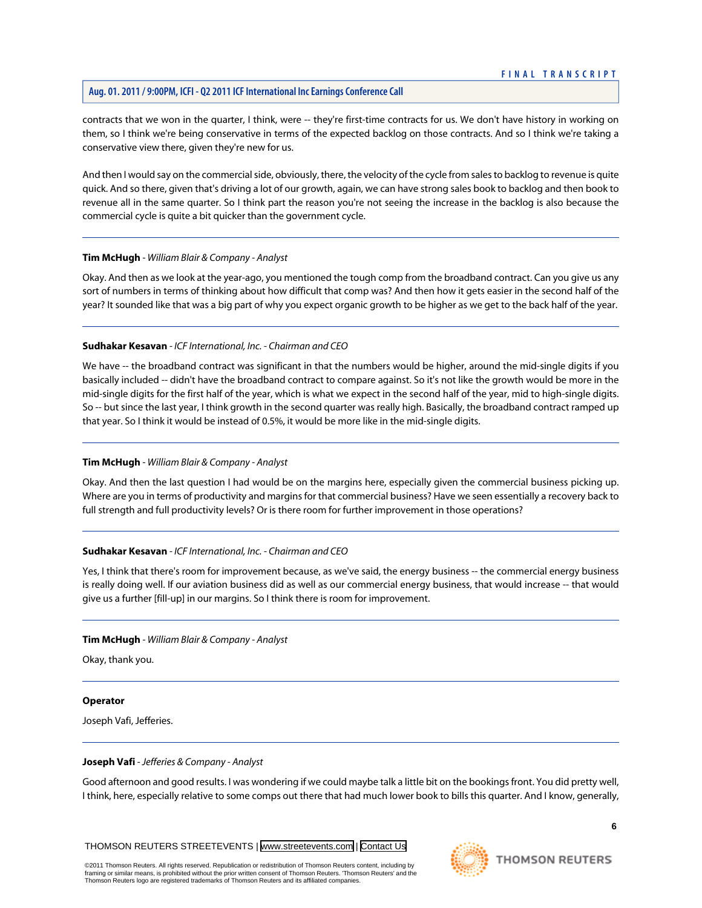contracts that we won in the quarter, I think, were -- they're first-time contracts for us. We don't have history in working on them, so I think we're being conservative in terms of the expected backlog on those contracts. And so I think we're taking a conservative view there, given they're new for us.

And then I would say on the commercial side, obviously, there, the velocity of the cycle from sales to backlog to revenue is quite quick. And so there, given that's driving a lot of our growth, again, we can have strong sales book to backlog and then book to revenue all in the same quarter. So I think part the reason you're not seeing the increase in the backlog is also because the commercial cycle is quite a bit quicker than the government cycle.

---

**Tim McHugh** - *William Blair & Company - Analyst*

Okay. And then as we look at the year-ago, you mentioned the tough comp from the broadband contract. Can you give us any sort of numbers in terms of thinking about how difficult that comp was? And then how it gets easier in the second half of the year? It sounded like that was a big part of why you expect organic growth to be higher as we get to the back half of the year.

---

**Sudhakar Kesavan** - *ICF International, Inc. - Chairman and CEO*

We have -- the broadband contract was significant in that the numbers would be higher, around the mid-single digits if you basically included -- didn't have the broadband contract to compare against. So it's not like the growth would be more in the mid-single digits for the first half of the year, which is what we expect in the second half of the year, mid to high-single digits. So -- but since the last year, I think growth in the second quarter was really high. Basically, the broadband contract ramped up that year. So I think it would be instead of 0.5%, it would be more like in the mid-single digits.

---

**Tim McHugh** - *William Blair & Company - Analyst*

Okay. And then the last question I had would be on the margins here, especially given the commercial business picking up. Where are you in terms of productivity and margins for that commercial business? Have we seen essentially a recovery back to full strength and full productivity levels? Or is there room for further improvement in those operations?

---

**Sudhakar Kesavan** - *ICF International, Inc. - Chairman and CEO*

Yes, I think that there's room for improvement because, as we've said, the energy business -- the commercial energy business is really doing well. If our aviation business did as well as our commercial energy business, that would increase -- that would give us a further [fill-up] in our margins. So I think there is room for improvement.

---

**Tim McHugh** - *William Blair & Company - Analyst*

Okay, thank you.

---

**Operator**

Joseph Vafi, Jefferies.

---

**Joseph Vafi** - *Jefferies & Company - Analyst*

Good afternoon and good results. I was wondering if we could maybe talk a little bit on the bookings front. You did pretty well, I think, here, especially relative to some comps out there that had much lower book to bills this quarter. And I know, generally,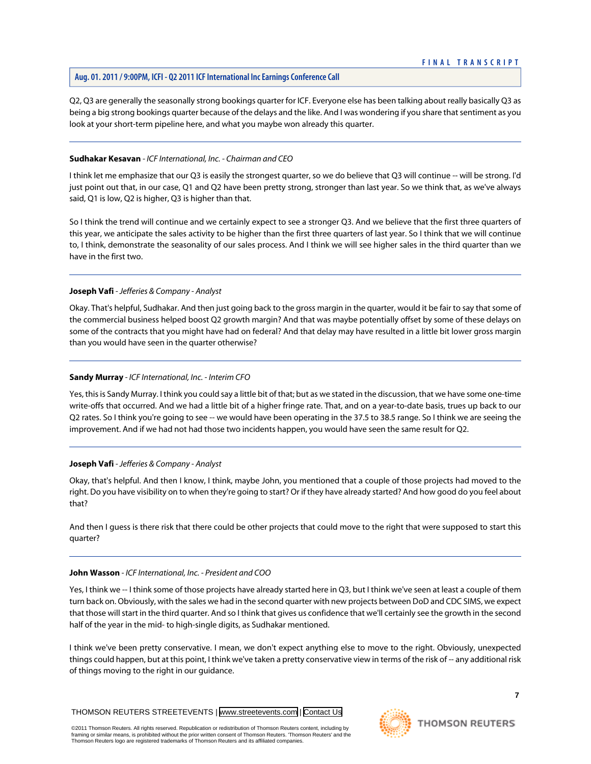Q2, Q3 are generally the seasonally strong bookings quarter for ICF. Everyone else has been talking about really basically Q3 as being a big strong bookings quarter because of the delays and the like. And I was wondering if you share that sentiment as you look at your short-term pipeline here, and what you maybe won already this quarter.

---

**Sudhakar Kesavan** - *ICF International, Inc. - Chairman and CEO*

I think let me emphasize that our Q3 is easily the strongest quarter, so we do believe that Q3 will continue -- will be strong. I'd just point out that, in our case, Q1 and Q2 have been pretty strong, stronger than last year. So we think that, as we've always said, Q1 is low, Q2 is higher, Q3 is higher than that.

So I think the trend will continue and we certainly expect to see a stronger Q3. And we believe that the first three quarters of this year, we anticipate the sales activity to be higher than the first three quarters of last year. So I think that we will continue to, I think, demonstrate the seasonality of our sales process. And I think we will see higher sales in the third quarter than we have in the first two.

---

**Joseph Vafi** - *Jefferies & Company - Analyst*

Okay. That's helpful, Sudhakar. And then just going back to the gross margin in the quarter, would it be fair to say that some of the commercial business helped boost Q2 growth margin? And that was maybe potentially offset by some of these delays on some of the contracts that you might have had on federal? And that delay may have resulted in a little bit lower gross margin than you would have seen in the quarter otherwise?

---

**Sandy Murray** - *ICF International, Inc. - Interim CFO*

Yes, this is Sandy Murray. I think you could say a little bit of that; but as we stated in the discussion, that we have some one-time write-offs that occurred. And we had a little bit of a higher fringe rate. That, and on a year-to-date basis, trues up back to our Q2 rates. So I think you're going to see -- we would have been operating in the 37.5 to 38.5 range. So I think we are seeing the improvement. And if we had not had those two incidents happen, you would have seen the same result for Q2.

---

**Joseph Vafi** - *Jefferies & Company - Analyst*

Okay, that's helpful. And then I know, I think, maybe John, you mentioned that a couple of those projects had moved to the right. Do you have visibility on to when they're going to start? Or if they have already started? And how good do you feel about that?

And then I guess is there risk that there could be other projects that could move to the right that were supposed to start this quarter?

---

**John Wasson** - *ICF International, Inc. - President and COO*

Yes, I think we -- I think some of those projects have already started here in Q3, but I think we've seen at least a couple of them turn back on. Obviously, with the sales we had in the second quarter with new projects between DoD and CDC SIMS, we expect that those will start in the third quarter. And so I think that gives us confidence that we'll certainly see the growth in the second half of the year in the mid- to high-single digits, as Sudhakar mentioned.

I think we've been pretty conservative. I mean, we don't expect anything else to move to the right. Obviously, unexpected things could happen, but at this point, I think we've taken a pretty conservative view in terms of the risk of -- any additional risk of things moving to the right in our guidance.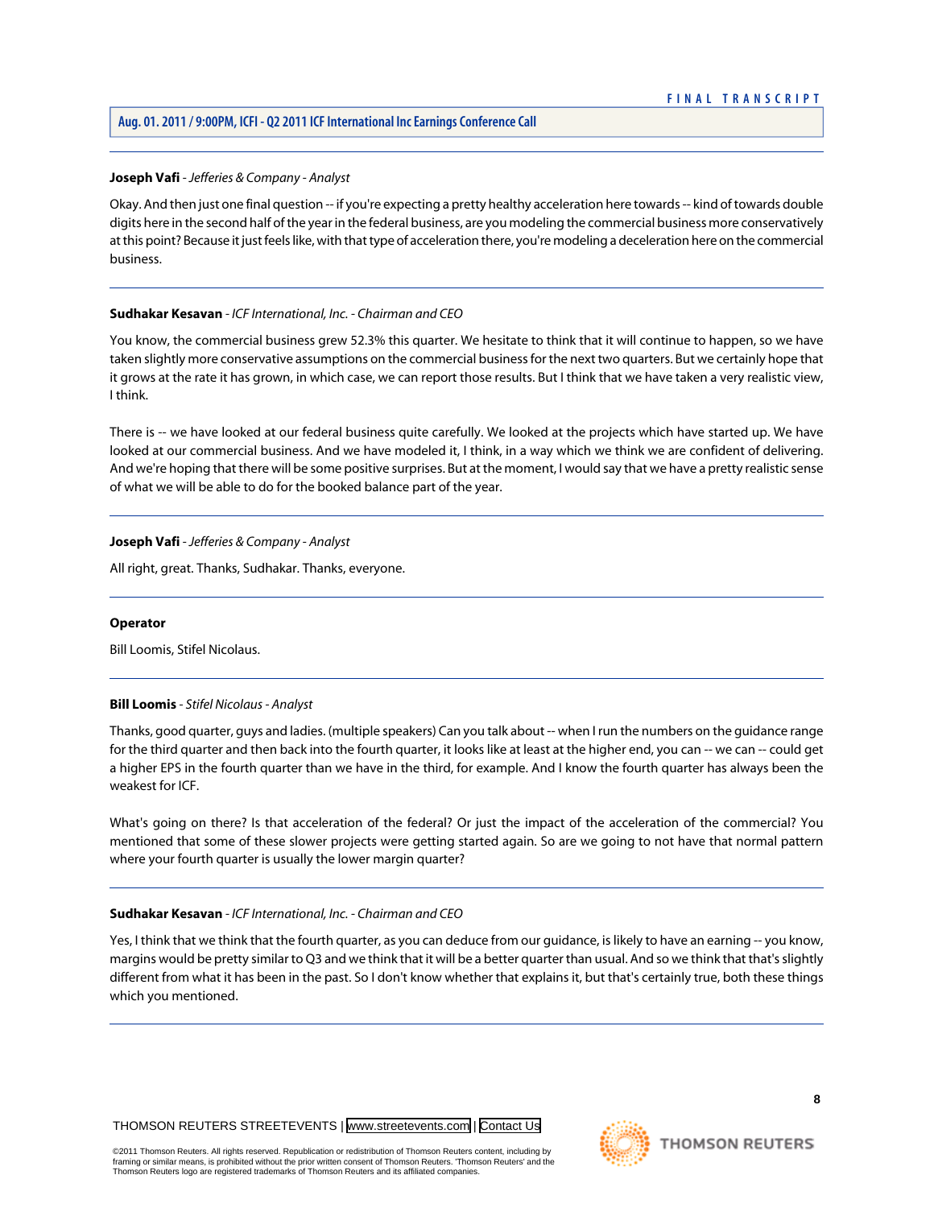**Joseph Vafi** - *Jefferies & Company - Analyst*

Okay. And then just one final question -- if you're expecting a pretty healthy acceleration here towards -- kind of towards double digits here in the second half of the year in the federal business, are you modeling the commercial business more conservatively at this point? Because it just feels like, with that type of acceleration there, you're modeling a deceleration here on the commercial business.

---

**Sudhakar Kesavan** - *ICF International, Inc. - Chairman and CEO*

You know, the commercial business grew 52.3% this quarter. We hesitate to think that it will continue to happen, so we have taken slightly more conservative assumptions on the commercial business for the next two quarters. But we certainly hope that it grows at the rate it has grown, in which case, we can report those results. But I think that we have taken a very realistic view, I think.

There is -- we have looked at our federal business quite carefully. We looked at the projects which have started up. We have looked at our commercial business. And we have modeled it, I think, in a way which we think we are confident of delivering. And we're hoping that there will be some positive surprises. But at the moment, I would say that we have a pretty realistic sense of what we will be able to do for the booked balance part of the year.

---

**Joseph Vafi** - *Jefferies & Company - Analyst*

All right, great. Thanks, Sudhakar. Thanks, everyone.

---

**Operator**

Bill Loomis, Stifel Nicolaus.

---

**Bill Loomis** - *Stifel Nicolaus - Analyst*

Thanks, good quarter, guys and ladies. (multiple speakers) Can you talk about -- when I run the numbers on the guidance range for the third quarter and then back into the fourth quarter, it looks like at least at the higher end, you can -- we can -- could get a higher EPS in the fourth quarter than we have in the third, for example. And I know the fourth quarter has always been the weakest for ICF.

What's going on there? Is that acceleration of the federal? Or just the impact of the acceleration of the commercial? You mentioned that some of these slower projects were getting started again. So are we going to not have that normal pattern where your fourth quarter is usually the lower margin quarter?

---

**Sudhakar Kesavan** - *ICF International, Inc. - Chairman and CEO*

Yes, I think that we think that the fourth quarter, as you can deduce from our guidance, is likely to have an earning -- you know, margins would be pretty similar to Q3 and we think that it will be a better quarter than usual. And so we think that that's slightly different from what it has been in the past. So I don't know whether that explains it, but that's certainly true, both these things which you mentioned.

---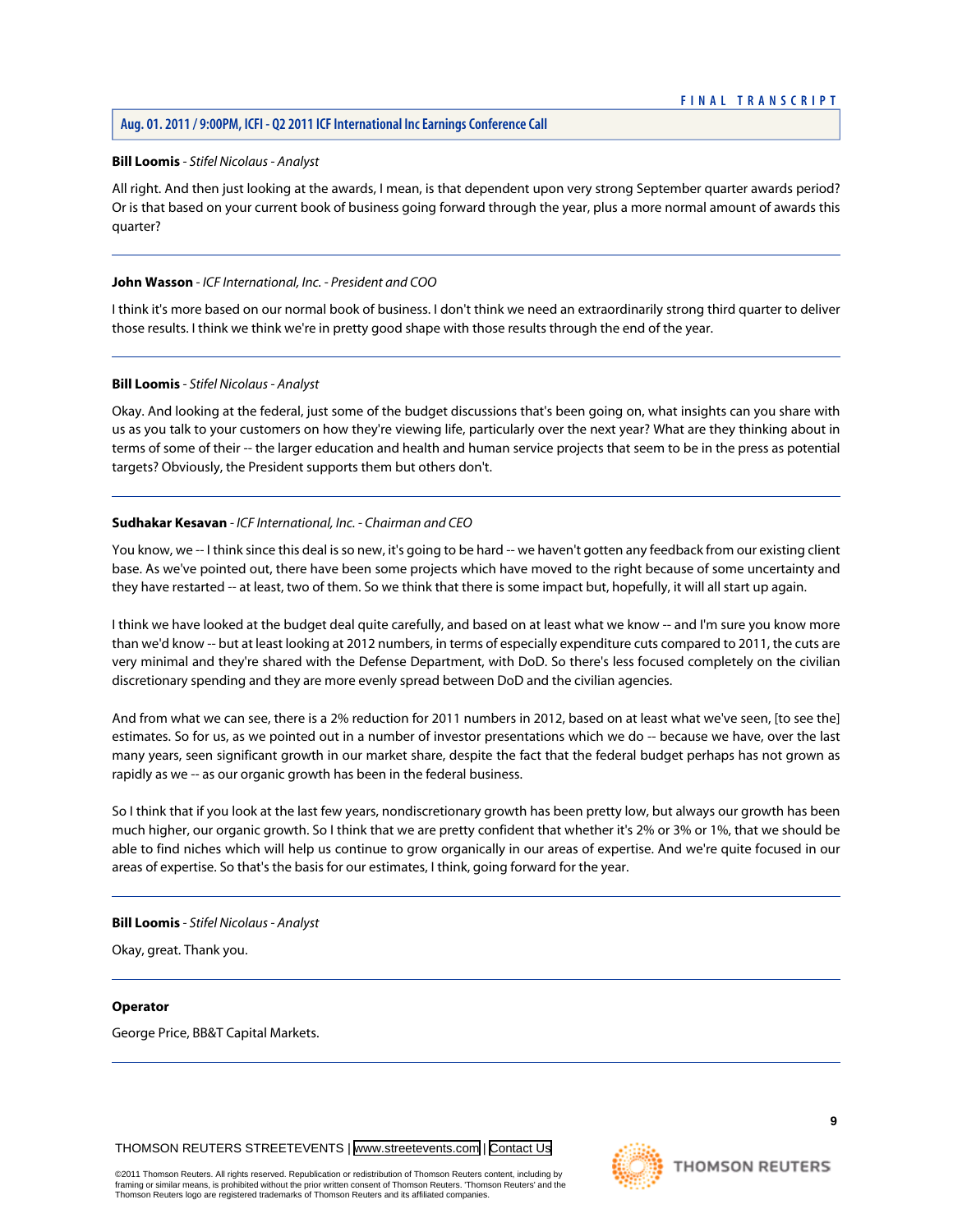**Bill Loomis** - *Stifel Nicolaus - Analyst*

All right. And then just looking at the awards, I mean, is that dependent upon very strong September quarter awards period? Or is that based on your current book of business going forward through the year, plus a more normal amount of awards this quarter?

---

**John Wasson** - *ICF International, Inc. - President and COO*

I think it's more based on our normal book of business. I don't think we need an extraordinarily strong third quarter to deliver those results. I think we think we're in pretty good shape with those results through the end of the year.

---

**Bill Loomis** - *Stifel Nicolaus - Analyst*

Okay. And looking at the federal, just some of the budget discussions that's been going on, what insights can you share with us as you talk to your customers on how they're viewing life, particularly over the next year? What are they thinking about in terms of some of their -- the larger education and health and human service projects that seem to be in the press as potential targets? Obviously, the President supports them but others don't.

---

**Sudhakar Kesavan** - *ICF International, Inc. - Chairman and CEO*

You know, we -- I think since this deal is so new, it's going to be hard -- we haven't gotten any feedback from our existing client base. As we've pointed out, there have been some projects which have moved to the right because of some uncertainty and they have restarted -- at least, two of them. So we think that there is some impact but, hopefully, it will all start up again.

I think we have looked at the budget deal quite carefully, and based on at least what we know -- and I'm sure you know more than we'd know -- but at least looking at 2012 numbers, in terms of especially expenditure cuts compared to 2011, the cuts are very minimal and they're shared with the Defense Department, with DoD. So there's less focused completely on the civilian discretionary spending and they are more evenly spread between DoD and the civilian agencies.

And from what we can see, there is a 2% reduction for 2011 numbers in 2012, based on at least what we've seen, [to see the] estimates. So for us, as we pointed out in a number of investor presentations which we do -- because we have, over the last many years, seen significant growth in our market share, despite the fact that the federal budget perhaps has not grown as rapidly as we -- as our organic growth has been in the federal business.

So I think that if you look at the last few years, nondiscretionary growth has been pretty low, but always our growth has been much higher, our organic growth. So I think that we are pretty confident that whether it's 2% or 3% or 1%, that we should be able to find niches which will help us continue to grow organically in our areas of expertise. And we're quite focused in our areas of expertise. So that's the basis for our estimates, I think, going forward for the year.

---

**Bill Loomis** - *Stifel Nicolaus - Analyst*

Okay, great. Thank you.

---

**Operator**

George Price, BB&T Capital Markets.

---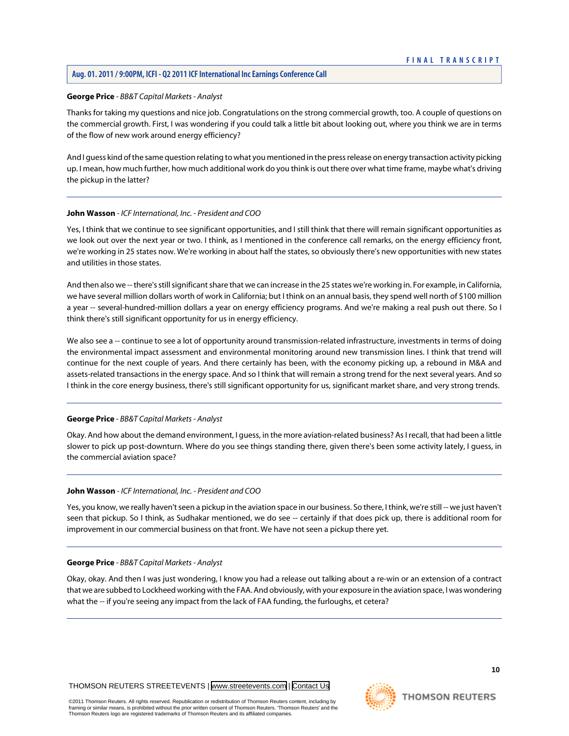**George Price** - *BB&T Capital Markets - Analyst*

Thanks for taking my questions and nice job. Congratulations on the strong commercial growth, too. A couple of questions on the commercial growth. First, I was wondering if you could talk a little bit about looking out, where you think we are in terms of the flow of new work around energy efficiency?

And I guess kind of the same question relating to what you mentioned in the press release on energy transaction activity picking up. I mean, how much further, how much additional work do you think is out there over what time frame, maybe what's driving the pickup in the latter?

---

**John Wasson** - *ICF International, Inc. - President and COO*

Yes, I think that we continue to see significant opportunities, and I still think that there will remain significant opportunities as we look out over the next year or two. I think, as I mentioned in the conference call remarks, on the energy efficiency front, we're working in 25 states now. We're working in about half the states, so obviously there's new opportunities with new states and utilities in those states.

And then also we -- there's still significant share that we can increase in the 25 states we're working in. For example, in California, we have several million dollars worth of work in California; but I think on an annual basis, they spend well north of $100 million a year -- several-hundred-million dollars a year on energy efficiency programs. And we're making a real push out there. So I think there's still significant opportunity for us in energy efficiency.

We also see a -- continue to see a lot of opportunity around transmission-related infrastructure, investments in terms of doing the environmental impact assessment and environmental monitoring around new transmission lines. I think that trend will continue for the next couple of years. And there certainly has been, with the economy picking up, a rebound in M&A and assets-related transactions in the energy space. And so I think that will remain a strong trend for the next several years. And so I think in the core energy business, there's still significant opportunity for us, significant market share, and very strong trends.

---

**George Price** - *BB&T Capital Markets - Analyst*

Okay. And how about the demand environment, I guess, in the more aviation-related business? As I recall, that had been a little slower to pick up post-downturn. Where do you see things standing there, given there's been some activity lately, I guess, in the commercial aviation space?

---

**John Wasson** - *ICF International, Inc. - President and COO*

Yes, you know, we really haven't seen a pickup in the aviation space in our business. So there, I think, we're still -- we just haven't seen that pickup. So I think, as Sudhakar mentioned, we do see -- certainly if that does pick up, there is additional room for improvement in our commercial business on that front. We have not seen a pickup there yet.

---

**George Price** - *BB&T Capital Markets - Analyst*

Okay, okay. And then I was just wondering, I know you had a release out talking about a re-win or an extension of a contract that we are subbed to Lockheed working with the FAA. And obviously, with your exposure in the aviation space, I was wondering what the -- if you're seeing any impact from the lack of FAA funding, the furloughs, et cetera?

---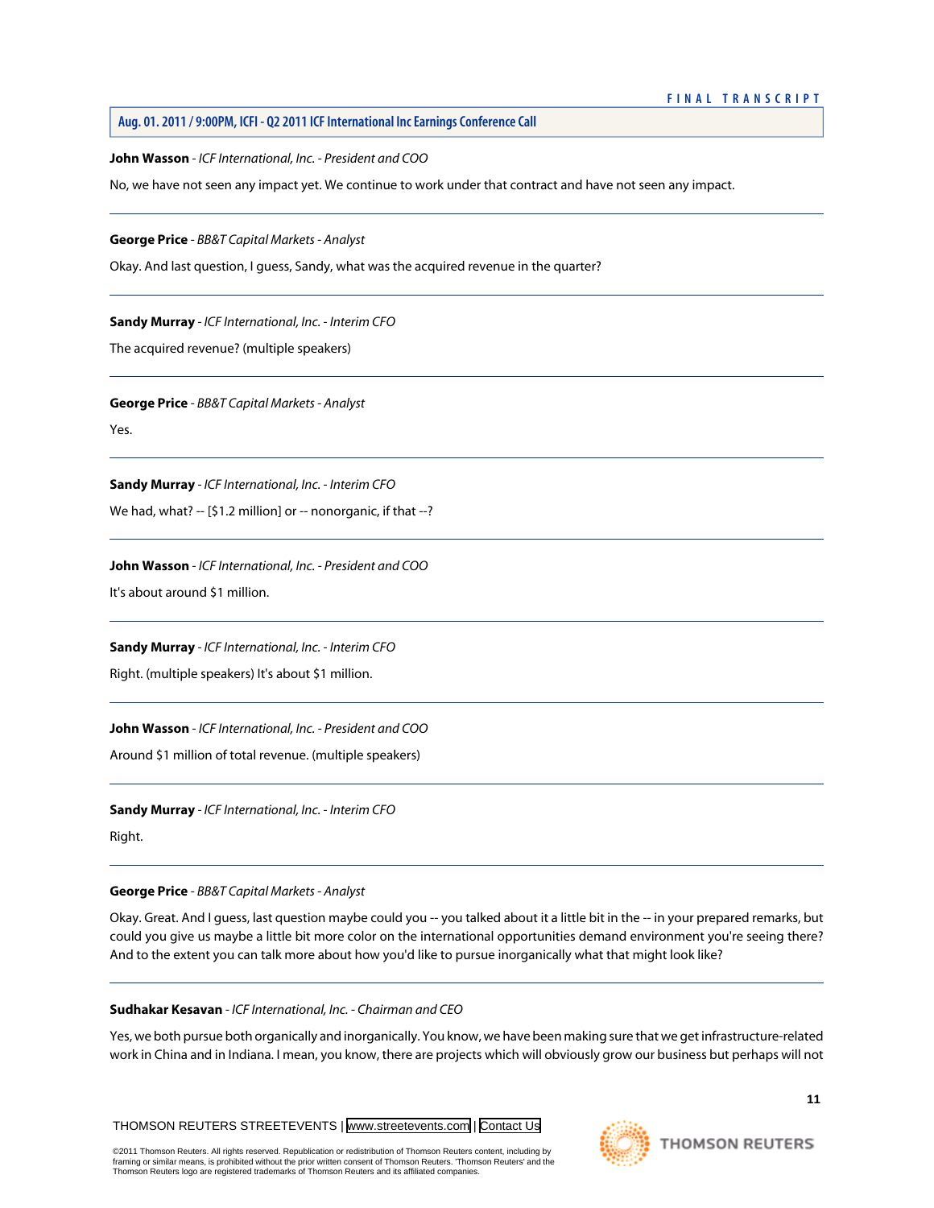**John Wasson** - *ICF International, Inc. - President and COO*

No, we have not seen any impact yet. We continue to work under that contract and have not seen any impact.

---

**George Price** - *BB&T Capital Markets - Analyst*

Okay. And last question, I guess, Sandy, what was the acquired revenue in the quarter?

---

**Sandy Murray** - *ICF International, Inc. - Interim CFO*

The acquired revenue? (multiple speakers)

---

**George Price** - *BB&T Capital Markets - Analyst*

Yes.

---

**Sandy Murray** - *ICF International, Inc. - Interim CFO*

We had, what? -- [$1.2 million] or -- nonorganic, if that --?

---

**John Wasson** - *ICF International, Inc. - President and COO*

It's about around $1 million.

---

**Sandy Murray** - *ICF International, Inc. - Interim CFO*

Right. (multiple speakers) It's about $1 million.

---

**John Wasson** - *ICF International, Inc. - President and COO*

Around $1 million of total revenue. (multiple speakers)

---

**Sandy Murray** - *ICF International, Inc. - Interim CFO*

Right.

---

**George Price** - *BB&T Capital Markets - Analyst*

Okay. Great. And I guess, last question maybe could you -- you talked about it a little bit in the -- in your prepared remarks, but could you give us maybe a little bit more color on the international opportunities demand environment you're seeing there? And to the extent you can talk more about how you'd like to pursue inorganically what that might look like?

---

**Sudhakar Kesavan** - *ICF International, Inc. - Chairman and CEO*

Yes, we both pursue both organically and inorganically. You know, we have been making sure that we get infrastructure-related work in China and in Indiana. I mean, you know, there are projects which will obviously grow our business but perhaps will not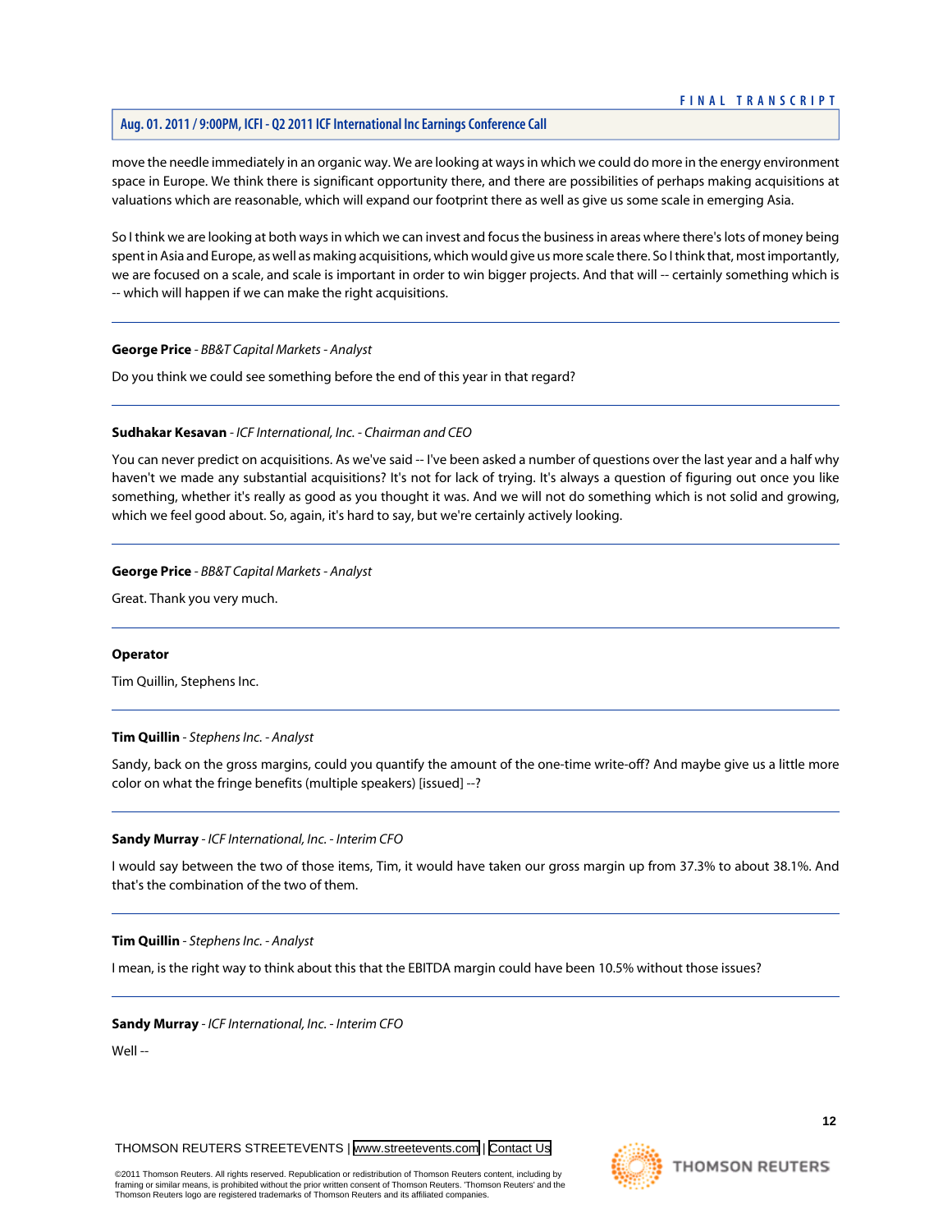move the needle immediately in an organic way. We are looking at ways in which we could do more in the energy environment space in Europe. We think there is significant opportunity there, and there are possibilities of perhaps making acquisitions at valuations which are reasonable, which will expand our footprint there as well as give us some scale in emerging Asia.

So I think we are looking at both ways in which we can invest and focus the business in areas where there's lots of money being spent in Asia and Europe, as well as making acquisitions, which would give us more scale there. So I think that, most importantly, we are focused on a scale, and scale is important in order to win bigger projects. And that will -- certainly something which is -- which will happen if we can make the right acquisitions.

---

**George Price** - *BB&T Capital Markets - Analyst*

Do you think we could see something before the end of this year in that regard?

---

**Sudhakar Kesavan** - *ICF International, Inc. - Chairman and CEO*

You can never predict on acquisitions. As we've said -- I've been asked a number of questions over the last year and a half why haven't we made any substantial acquisitions? It's not for lack of trying. It's always a question of figuring out once you like something, whether it's really as good as you thought it was. And we will not do something which is not solid and growing, which we feel good about. So, again, it's hard to say, but we're certainly actively looking.

---

**George Price** - *BB&T Capital Markets - Analyst*

Great. Thank you very much.

---

**Operator**

Tim Quillin, Stephens Inc.

---

**Tim Quillin** - *Stephens Inc. - Analyst*

Sandy, back on the gross margins, could you quantify the amount of the one-time write-off? And maybe give us a little more color on what the fringe benefits (multiple speakers) [issued] --?

---

**Sandy Murray** - *ICF International, Inc. - Interim CFO*

I would say between the two of those items, Tim, it would have taken our gross margin up from 37.3% to about 38.1%. And that's the combination of the two of them.

---

**Tim Quillin** - *Stephens Inc. - Analyst*

I mean, is the right way to think about this that the EBITDA margin could have been 10.5% without those issues?

---

**Sandy Murray** - *ICF International, Inc. - Interim CFO*

Well --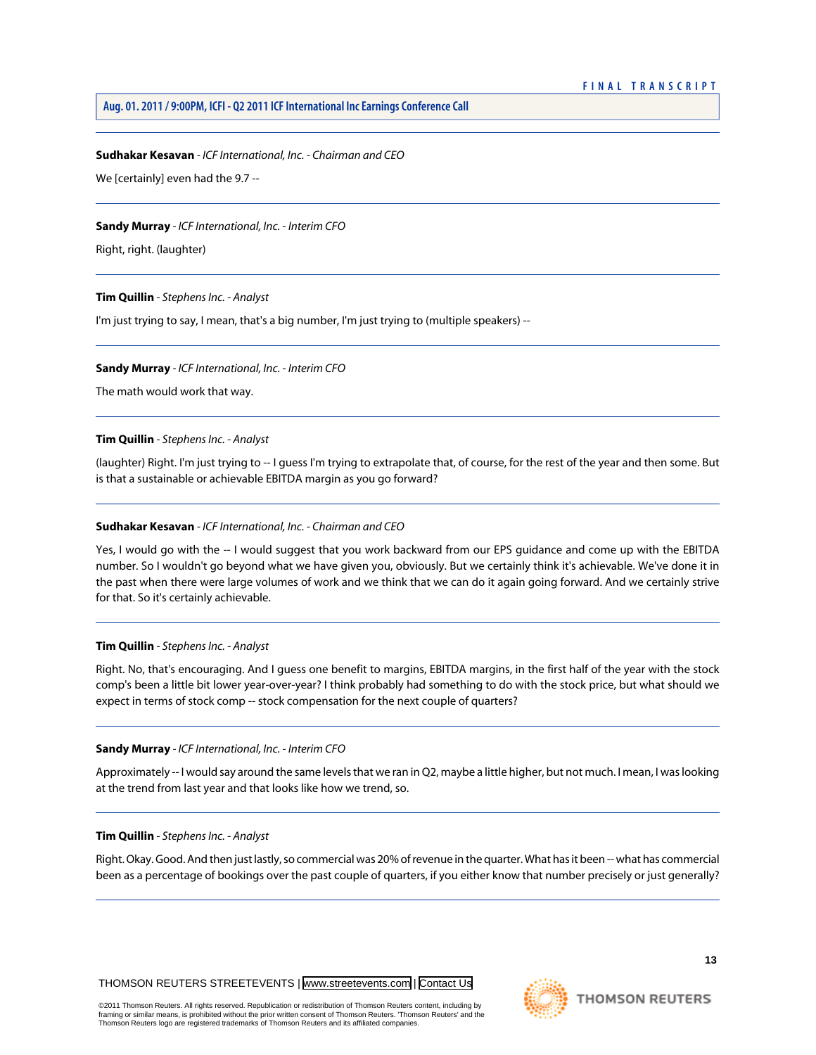**Sudhakar Kesavan** - *ICF International, Inc. - Chairman and CEO*

We [certainly] even had the 9.7 --

---

**Sandy Murray** - *ICF International, Inc. - Interim CFO*

Right, right. (laughter)

---

**Tim Quillin** - *Stephens Inc. - Analyst*

I'm just trying to say, I mean, that's a big number, I'm just trying to (multiple speakers) --

---

**Sandy Murray** - *ICF International, Inc. - Interim CFO*

The math would work that way.

---

**Tim Quillin** - *Stephens Inc. - Analyst*

(laughter) Right. I'm just trying to -- I guess I'm trying to extrapolate that, of course, for the rest of the year and then some. But is that a sustainable or achievable EBITDA margin as you go forward?

---

**Sudhakar Kesavan** - *ICF International, Inc. - Chairman and CEO*

Yes, I would go with the -- I would suggest that you work backward from our EPS guidance and come up with the EBITDA number. So I wouldn't go beyond what we have given you, obviously. But we certainly think it's achievable. We've done it in the past when there were large volumes of work and we think that we can do it again going forward. And we certainly strive for that. So it's certainly achievable.

---

**Tim Quillin** - *Stephens Inc. - Analyst*

Right. No, that's encouraging. And I guess one benefit to margins, EBITDA margins, in the first half of the year with the stock comp's been a little bit lower year-over-year? I think probably had something to do with the stock price, but what should we expect in terms of stock comp -- stock compensation for the next couple of quarters?

---

**Sandy Murray** - *ICF International, Inc. - Interim CFO*

Approximately -- I would say around the same levels that we ran in Q2, maybe a little higher, but not much. I mean, I was looking at the trend from last year and that looks like how we trend, so.

---

**Tim Quillin** - *Stephens Inc. - Analyst*

Right. Okay. Good. And then just lastly, so commercial was 20% of revenue in the quarter. What has it been -- what has commercial been as a percentage of bookings over the past couple of quarters, if you either know that number precisely or just generally?

---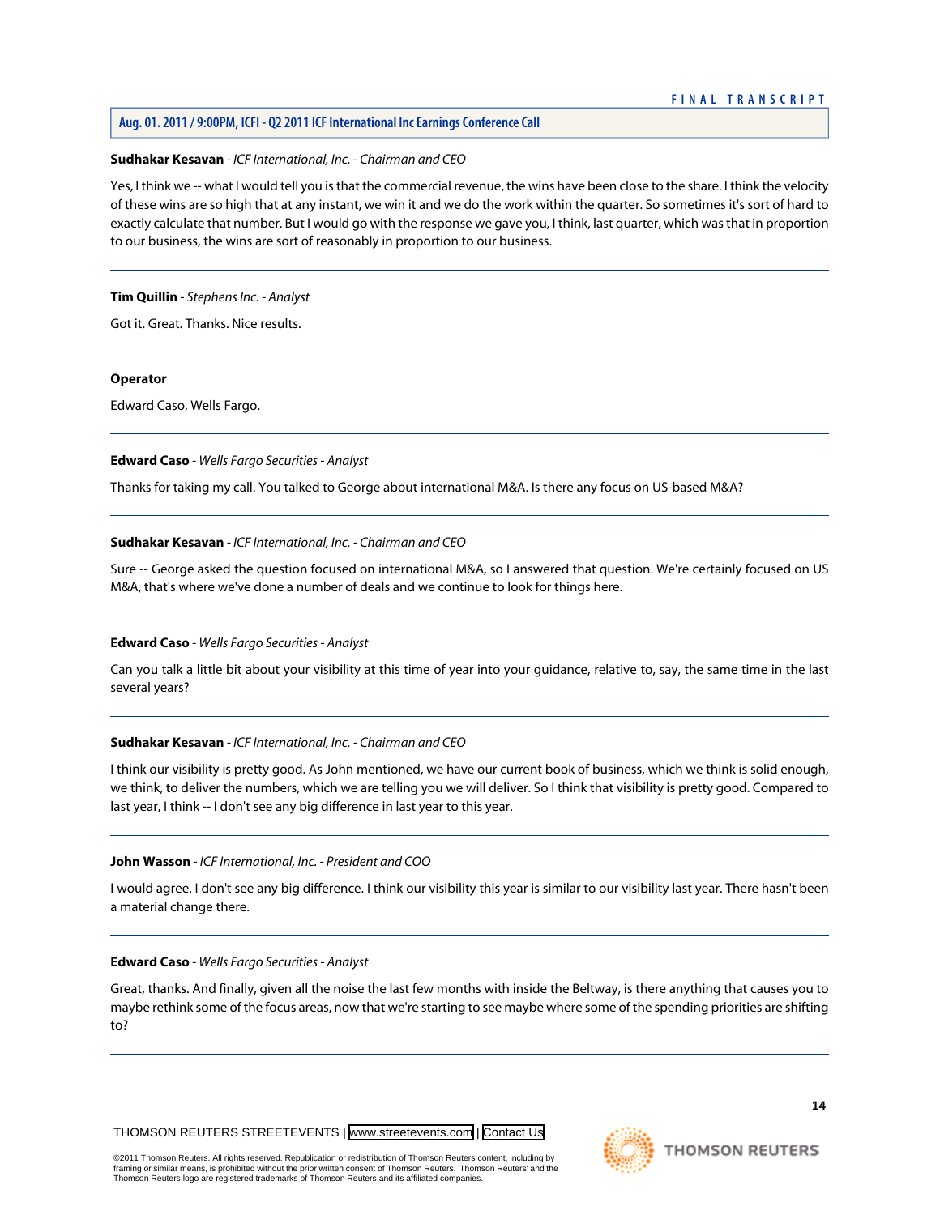**Sudhakar Kesavan** - *ICF International, Inc. - Chairman and CEO*

Yes, I think we -- what I would tell you is that the commercial revenue, the wins have been close to the share. I think the velocity of these wins are so high that at any instant, we win it and we do the work within the quarter. So sometimes it's sort of hard to exactly calculate that number. But I would go with the response we gave you, I think, last quarter, which was that in proportion to our business, the wins are sort of reasonably in proportion to our business.

---

**Tim Quillin** - *Stephens Inc. - Analyst*

Got it. Great. Thanks. Nice results.

---

**Operator**

Edward Caso, Wells Fargo.

---

**Edward Caso** - *Wells Fargo Securities - Analyst*

Thanks for taking my call. You talked to George about international M&A. Is there any focus on US-based M&A?

---

**Sudhakar Kesavan** - *ICF International, Inc. - Chairman and CEO*

Sure -- George asked the question focused on international M&A, so I answered that question. We're certainly focused on US M&A, that's where we've done a number of deals and we continue to look for things here.

---

**Edward Caso** - *Wells Fargo Securities - Analyst*

Can you talk a little bit about your visibility at this time of year into your guidance, relative to, say, the same time in the last several years?

---

**Sudhakar Kesavan** - *ICF International, Inc. - Chairman and CEO*

I think our visibility is pretty good. As John mentioned, we have our current book of business, which we think is solid enough, we think, to deliver the numbers, which we are telling you we will deliver. So I think that visibility is pretty good. Compared to last year, I think -- I don't see any big difference in last year to this year.

---

**John Wasson** - *ICF International, Inc. - President and COO*

I would agree. I don't see any big difference. I think our visibility this year is similar to our visibility last year. There hasn't been a material change there.

---

**Edward Caso** - *Wells Fargo Securities - Analyst*

Great, thanks. And finally, given all the noise the last few months with inside the Beltway, is there anything that causes you to maybe rethink some of the focus areas, now that we're starting to see maybe where some of the spending priorities are shifting to?

---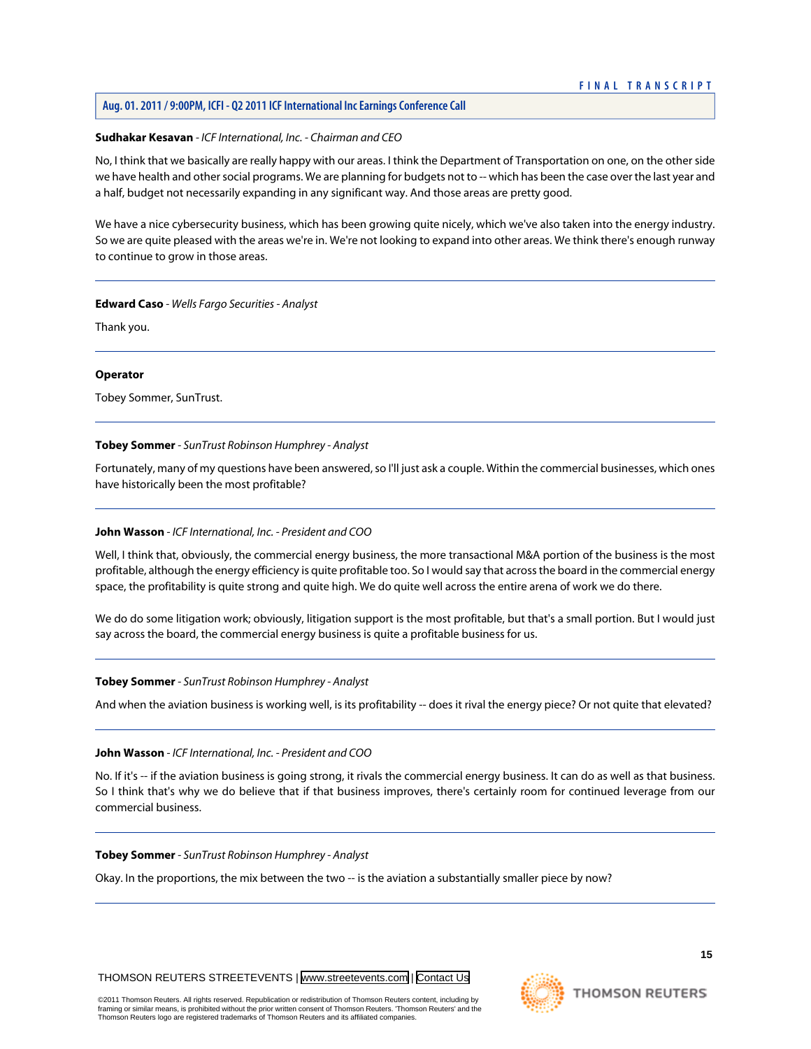**Sudhakar Kesavan** - *ICF International, Inc. - Chairman and CEO*

No, I think that we basically are really happy with our areas. I think the Department of Transportation on one, on the other side we have health and other social programs. We are planning for budgets not to -- which has been the case over the last year and a half, budget not necessarily expanding in any significant way. And those areas are pretty good.

We have a nice cybersecurity business, which has been growing quite nicely, which we've also taken into the energy industry. So we are quite pleased with the areas we're in. We're not looking to expand into other areas. We think there's enough runway to continue to grow in those areas.

---

**Edward Caso** - *Wells Fargo Securities - Analyst*

Thank you.

---

**Operator**

Tobey Sommer, SunTrust.

---

**Tobey Sommer** - *SunTrust Robinson Humphrey - Analyst*

Fortunately, many of my questions have been answered, so I'll just ask a couple. Within the commercial businesses, which ones have historically been the most profitable?

---

**John Wasson** - *ICF International, Inc. - President and COO*

Well, I think that, obviously, the commercial energy business, the more transactional M&A portion of the business is the most profitable, although the energy efficiency is quite profitable too. So I would say that across the board in the commercial energy space, the profitability is quite strong and quite high. We do quite well across the entire arena of work we do there.

We do do some litigation work; obviously, litigation support is the most profitable, but that's a small portion. But I would just say across the board, the commercial energy business is quite a profitable business for us.

---

**Tobey Sommer** - *SunTrust Robinson Humphrey - Analyst*

And when the aviation business is working well, is its profitability -- does it rival the energy piece? Or not quite that elevated?

---

**John Wasson** - *ICF International, Inc. - President and COO*

No. If it's -- if the aviation business is going strong, it rivals the commercial energy business. It can do as well as that business. So I think that's why we do believe that if that business improves, there's certainly room for continued leverage from our commercial business.

---

**Tobey Sommer** - *SunTrust Robinson Humphrey - Analyst*

Okay. In the proportions, the mix between the two -- is the aviation a substantially smaller piece by now?

---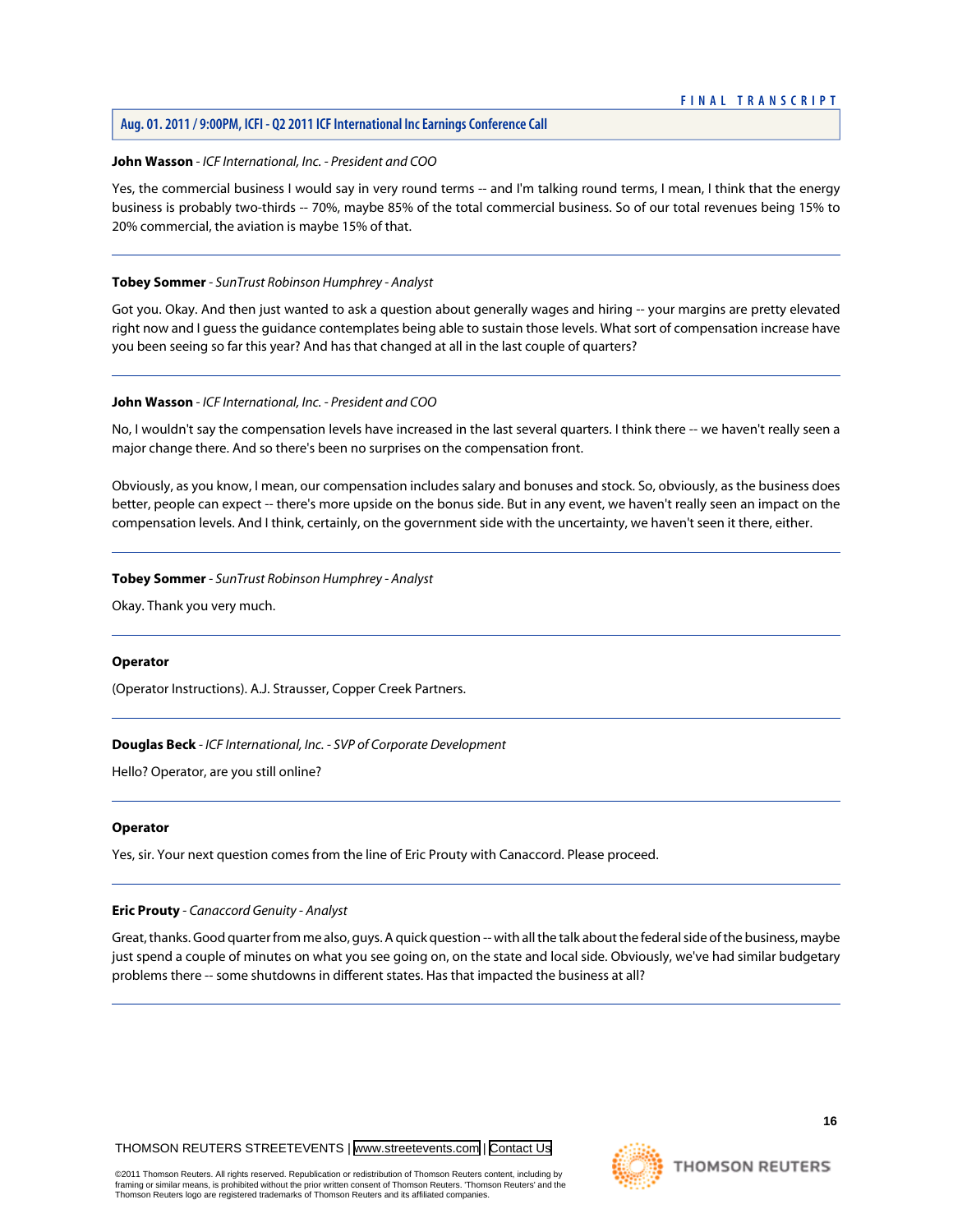**John Wasson** - *ICF International, Inc. - President and COO*

Yes, the commercial business I would say in very round terms -- and I'm talking round terms, I mean, I think that the energy business is probably two-thirds -- 70%, maybe 85% of the total commercial business. So of our total revenues being 15% to 20% commercial, the aviation is maybe 15% of that.

---

**Tobey Sommer** - *SunTrust Robinson Humphrey - Analyst*

Got you. Okay. And then just wanted to ask a question about generally wages and hiring -- your margins are pretty elevated right now and I guess the guidance contemplates being able to sustain those levels. What sort of compensation increase have you been seeing so far this year? And has that changed at all in the last couple of quarters?

---

**John Wasson** - *ICF International, Inc. - President and COO*

No, I wouldn't say the compensation levels have increased in the last several quarters. I think there -- we haven't really seen a major change there. And so there's been no surprises on the compensation front.

Obviously, as you know, I mean, our compensation includes salary and bonuses and stock. So, obviously, as the business does better, people can expect -- there's more upside on the bonus side. But in any event, we haven't really seen an impact on the compensation levels. And I think, certainly, on the government side with the uncertainty, we haven't seen it there, either.

---

**Tobey Sommer** - *SunTrust Robinson Humphrey - Analyst*

Okay. Thank you very much.

---

**Operator**

(Operator Instructions). A.J. Strausser, Copper Creek Partners.

---

**Douglas Beck** - *ICF International, Inc. - SVP of Corporate Development*

Hello? Operator, are you still online?

---

**Operator**

Yes, sir. Your next question comes from the line of Eric Prouty with Canaccord. Please proceed.

---

**Eric Prouty** - *Canaccord Genuity - Analyst*

Great, thanks. Good quarter from me also, guys. A quick question -- with all the talk about the federal side of the business, maybe just spend a couple of minutes on what you see going on, on the state and local side. Obviously, we've had similar budgetary problems there -- some shutdowns in different states. Has that impacted the business at all?

---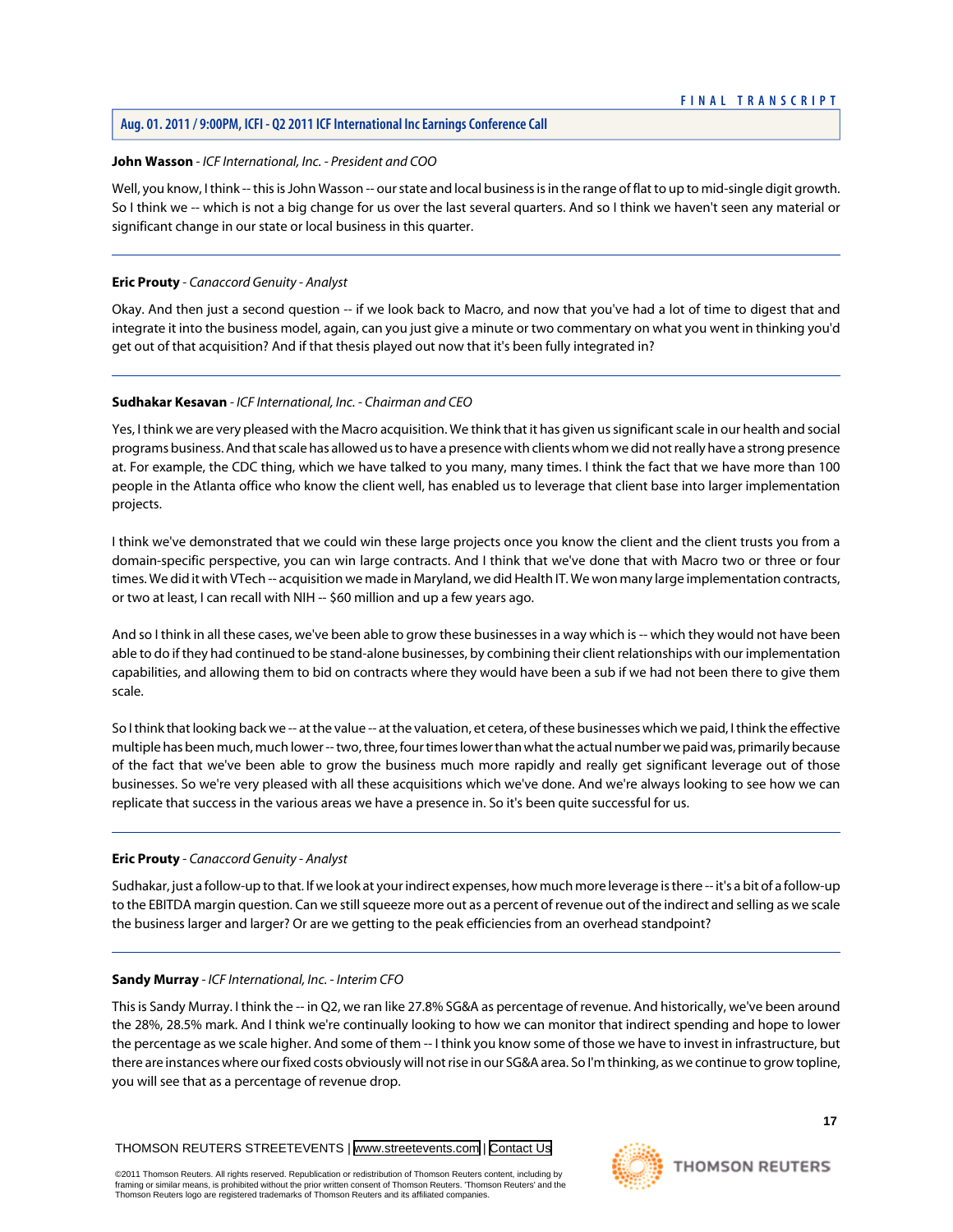**John Wasson** - *ICF International, Inc. - President and COO*

Well, you know, I think -- this is John Wasson -- our state and local business is in the range of flat to up to mid-single digit growth. So I think we -- which is not a big change for us over the last several quarters. And so I think we haven't seen any material or significant change in our state or local business in this quarter.

---

**Eric Prouty** - *Canaccord Genuity - Analyst*

Okay. And then just a second question -- if we look back to Macro, and now that you've had a lot of time to digest that and integrate it into the business model, again, can you just give a minute or two commentary on what you went in thinking you'd get out of that acquisition? And if that thesis played out now that it's been fully integrated in?

---

**Sudhakar Kesavan** - *ICF International, Inc. - Chairman and CEO*

Yes, I think we are very pleased with the Macro acquisition. We think that it has given us significant scale in our health and social programs business. And that scale has allowed us to have a presence with clients whom we did not really have a strong presence at. For example, the CDC thing, which we have talked to you many, many times. I think the fact that we have more than 100 people in the Atlanta office who know the client well, has enabled us to leverage that client base into larger implementation projects.

I think we've demonstrated that we could win these large projects once you know the client and the client trusts you from a domain-specific perspective, you can win large contracts. And I think that we've done that with Macro two or three or four times. We did it with VTech -- acquisition we made in Maryland, we did Health IT. We won many large implementation contracts, or two at least, I can recall with NIH -- $60 million and up a few years ago.

And so I think in all these cases, we've been able to grow these businesses in a way which is -- which they would not have been able to do if they had continued to be stand-alone businesses, by combining their client relationships with our implementation capabilities, and allowing them to bid on contracts where they would have been a sub if we had not been there to give them scale.

So I think that looking back we -- at the value -- at the valuation, et cetera, of these businesses which we paid, I think the effective multiple has been much, much lower -- two, three, four times lower than what the actual number we paid was, primarily because of the fact that we've been able to grow the business much more rapidly and really get significant leverage out of those businesses. So we're very pleased with all these acquisitions which we've done. And we're always looking to see how we can replicate that success in the various areas we have a presence in. So it's been quite successful for us.

---

**Eric Prouty** - *Canaccord Genuity - Analyst*

Sudhakar, just a follow-up to that. If we look at your indirect expenses, how much more leverage is there -- it's a bit of a follow-up to the EBITDA margin question. Can we still squeeze more out as a percent of revenue out of the indirect and selling as we scale the business larger and larger? Or are we getting to the peak efficiencies from an overhead standpoint?

---

**Sandy Murray** - *ICF International, Inc. - Interim CFO*

This is Sandy Murray. I think the -- in Q2, we ran like 27.8% SG&A as percentage of revenue. And historically, we've been around the 28%, 28.5% mark. And I think we're continually looking to how we can monitor that indirect spending and hope to lower the percentage as we scale higher. And some of them -- I think you know some of those we have to invest in infrastructure, but there are instances where our fixed costs obviously will not rise in our SG&A area. So I'm thinking, as we continue to grow topline, you will see that as a percentage of revenue drop.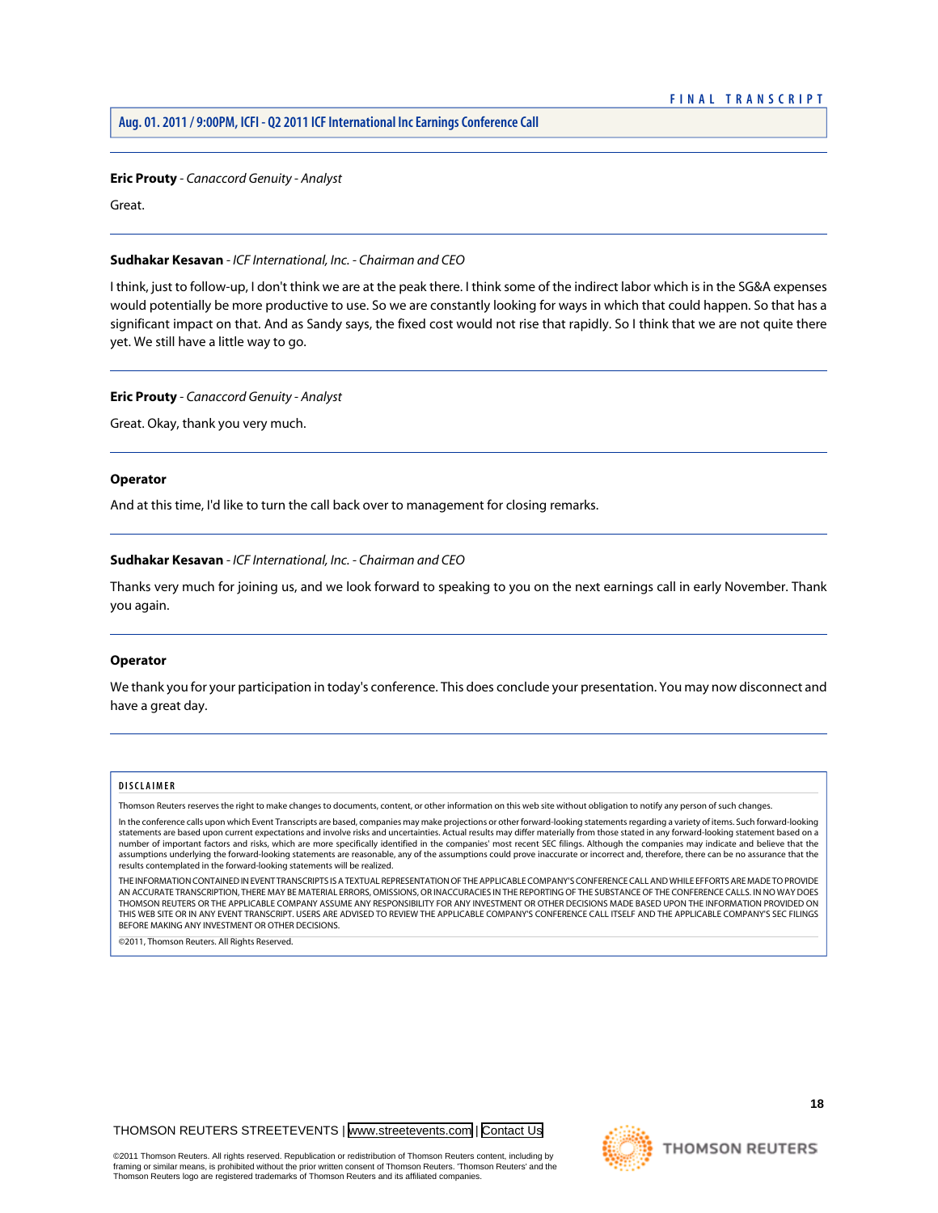**Eric Prouty** - *Canaccord Genuity - Analyst*

Great.

---

**Sudhakar Kesavan** - *ICF International, Inc. - Chairman and CEO*

I think, just to follow-up, I don't think we are at the peak there. I think some of the indirect labor which is in the SG&A expenses would potentially be more productive to use. So we are constantly looking for ways in which that could happen. So that has a significant impact on that. And as Sandy says, the fixed cost would not rise that rapidly. So I think that we are not quite there yet. We still have a little way to go.

---

**Eric Prouty** - *Canaccord Genuity - Analyst*

Great. Okay, thank you very much.

---

**Operator**

And at this time, I'd like to turn the call back over to management for closing remarks.

---

**Sudhakar Kesavan** - *ICF International, Inc. - Chairman and CEO*

Thanks very much for joining us, and we look forward to speaking to you on the next earnings call in early November. Thank you again.

---

**Operator**

We thank you for your participation in today's conference. This does conclude your presentation. You may now disconnect and have a great day.

---

**DISCLAIMER**

Thomson Reuters reserves the right to make changes to documents, content, or other information on this web site without obligation to notify any person of such changes.

In the conference calls upon which Event Transcripts are based, companies may make projections or other forward-looking statements regarding a variety of items. Such forward-looking statements are based upon current expectations and involve risks and uncertainties. Actual results may differ materially from those stated in any forward-looking statement based on a number of important factors and risks, which are more specifically identified in the companies' most recent SEC filings. Although the companies may indicate and believe that the assumptions underlying the forward-looking statements are reasonable, any of the assumptions could prove inaccurate or incorrect and, therefore, there can be no assurance that the results contemplated in the forward-looking statements will be realized.

THE INFORMATION CONTAINED IN EVENT TRANSCRIPTS IS A TEXTUAL REPRESENTATION OF THE APPLICABLE COMPANY'S CONFERENCE CALL AND WHILE EFFORTS ARE MADE TO PROVIDE AN ACCURATE TRANSCRIPTION, THERE MAY BE MATERIAL ERRORS, OMISSIONS, OR INACCURACIES IN THE REPORTING OF THE SUBSTANCE OF THE CONFERENCE CALLS. IN NO WAY DOES THOMSON REUTERS OR THE APPLICABLE COMPANY ASSUME ANY RESPONSIBILITY FOR ANY INVESTMENT OR OTHER DECISIONS MADE BASED UPON THE INFORMATION PROVIDED ON THIS WEB SITE OR IN ANY EVENT TRANSCRIPT. USERS ARE ADVISED TO REVIEW THE APPLICABLE COMPANY'S CONFERENCE CALL ITSELF AND THE APPLICABLE COMPANY'S SEC FILINGS BEFORE MAKING ANY INVESTMENT OR OTHER DECISIONS.

©2011, Thomson Reuters. All Rights Reserved.